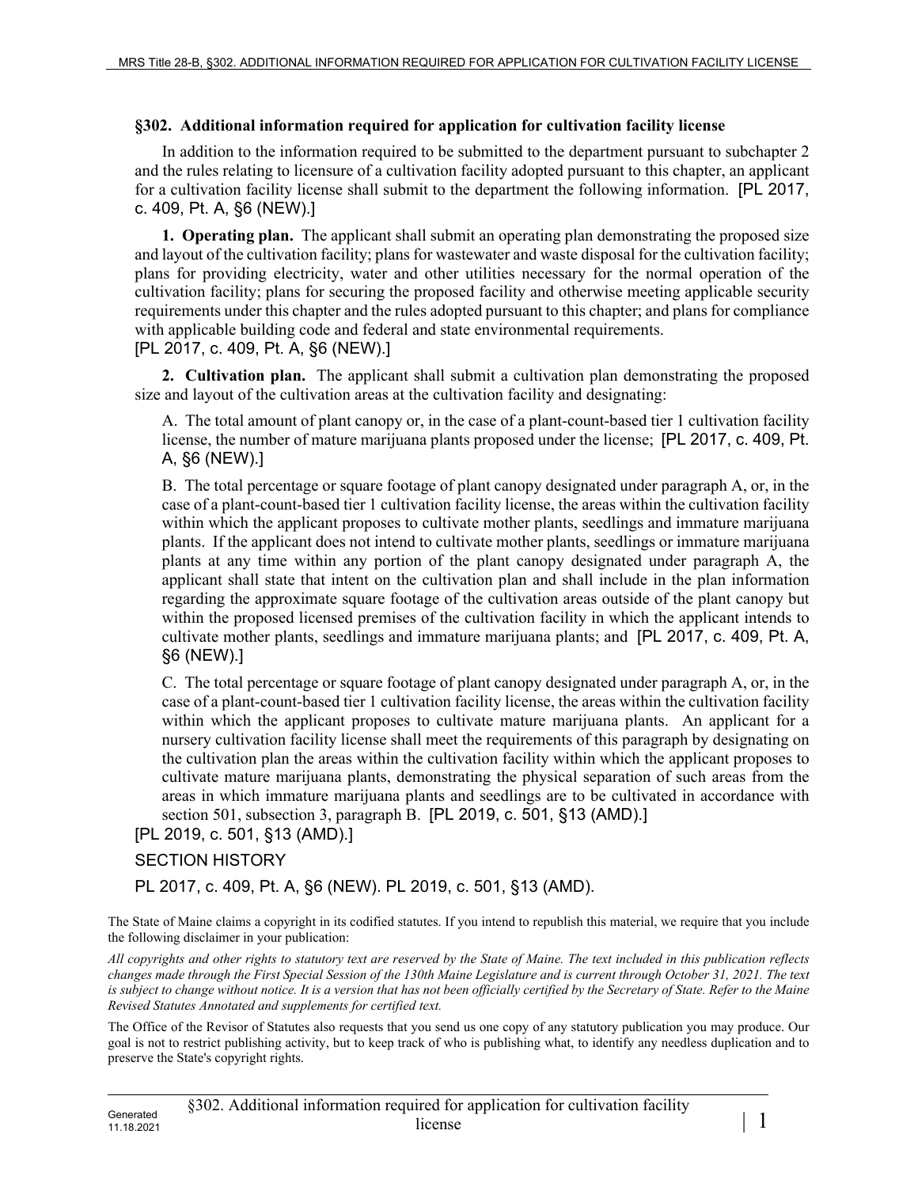## §302. Additional information required for application for cultivation facility license

In addition to the information required to be submitted to the department pursuant to subchapter 2 and the rules relating to licensure of a cultivation facility adopted pursuant to this chapter, an applicant for a cultivation facility license shall submit to the department the following information. [PL 2017, c. 409, Pt. A, §6 (NEW).]

**1. Operating plan.** The applicant shall submit an operating plan demonstrating the proposed size and layout of the cultivation facility; plans for wastewater and waste disposal for the cultivation facility; plans for providing electricity, water and other utilities necessary for the normal operation of the cultivation facility; plans for securing the proposed facility and otherwise meeting applicable security requirements under this chapter and the rules adopted pursuant to this chapter; and plans for compliance with applicable building code and federal and state environmental requirements.
[PL 2017, c. 409, Pt. A, §6 (NEW).]

**2. Cultivation plan.** The applicant shall submit a cultivation plan demonstrating the proposed size and layout of the cultivation areas at the cultivation facility and designating:

A. The total amount of plant canopy or, in the case of a plant-count-based tier 1 cultivation facility license, the number of mature marijuana plants proposed under the license; [PL 2017, c. 409, Pt. A, §6 (NEW).]

B. The total percentage or square footage of plant canopy designated under paragraph A, or, in the case of a plant-count-based tier 1 cultivation facility license, the areas within the cultivation facility within which the applicant proposes to cultivate mother plants, seedlings and immature marijuana plants. If the applicant does not intend to cultivate mother plants, seedlings or immature marijuana plants at any time within any portion of the plant canopy designated under paragraph A, the applicant shall state that intent on the cultivation plan and shall include in the plan information regarding the approximate square footage of the cultivation areas outside of the plant canopy but within the proposed licensed premises of the cultivation facility in which the applicant intends to cultivate mother plants, seedlings and immature marijuana plants; and [PL 2017, c. 409, Pt. A, §6 (NEW).]

C. The total percentage or square footage of plant canopy designated under paragraph A, or, in the case of a plant-count-based tier 1 cultivation facility license, the areas within the cultivation facility within which the applicant proposes to cultivate mature marijuana plants. An applicant for a nursery cultivation facility license shall meet the requirements of this paragraph by designating on the cultivation plan the areas within the cultivation facility within which the applicant proposes to cultivate mature marijuana plants, demonstrating the physical separation of such areas from the areas in which immature marijuana plants and seedlings are to be cultivated in accordance with section 501, subsection 3, paragraph B. [PL 2019, c. 501, §13 (AMD).]

[PL 2019, c. 501, §13 (AMD).]

SECTION HISTORY

PL 2017, c. 409, Pt. A, §6 (NEW). PL 2019, c. 501, §13 (AMD).

The State of Maine claims a copyright in its codified statutes. If you intend to republish this material, we require that you include the following disclaimer in your publication:

*All copyrights and other rights to statutory text are reserved by the State of Maine. The text included in this publication reflects changes made through the First Special Session of the 130th Maine Legislature and is current through October 31, 2021. The text is subject to change without notice. It is a version that has not been officially certified by the Secretary of State. Refer to the Maine Revised Statutes Annotated and supplements for certified text.*

The Office of the Revisor of Statutes also requests that you send us one copy of any statutory publication you may produce. Our goal is not to restrict publishing activity, but to keep track of who is publishing what, to identify any needless duplication and to preserve the State's copyright rights.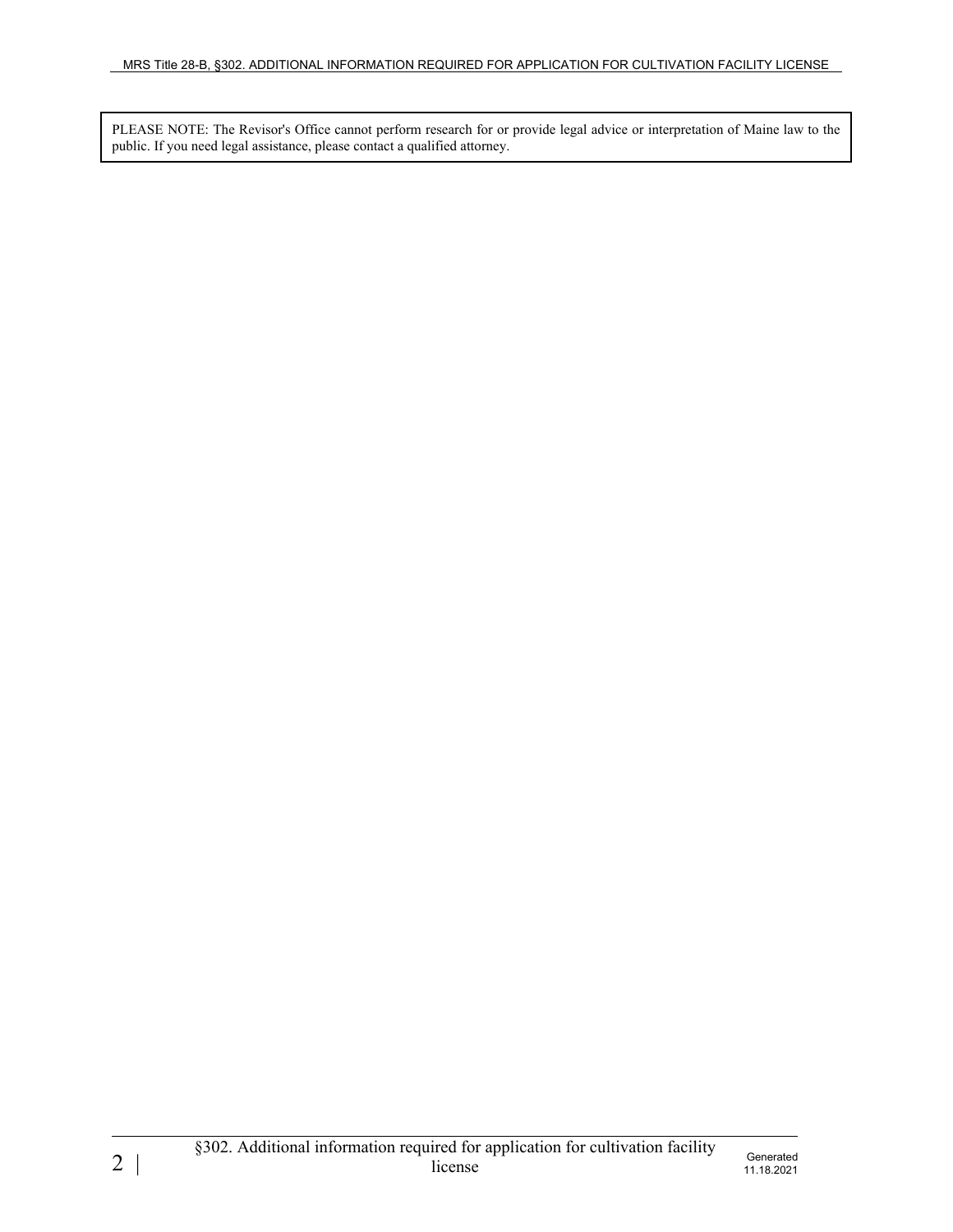PLEASE NOTE: The Revisor's Office cannot perform research for or provide legal advice or interpretation of Maine law to the public. If you need legal assistance, please contact a qualified attorney.